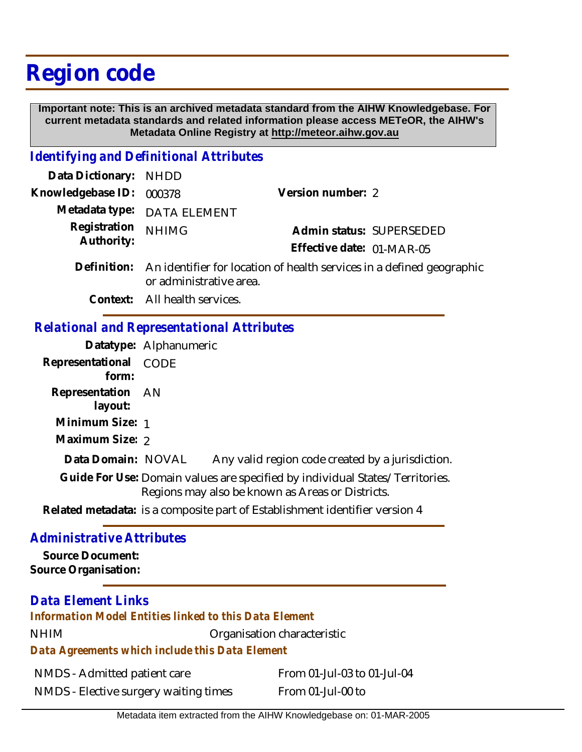# Region code

**Important note: This is an archived metadata standard from the AIHW Knowledgebase. For current metadata standards and related information please access METeOR, the AIHW's Metadata Online Registry at http://meteor.aihw.gov.au**

## Identifying and Definitional Attributes

**Data Dictionary:** NHDD

**Knowledgebase ID:** 000378

**Version number:** 2

**Metadata type:** DATA ELEMENT

**Registration Authority:** NHIMG

**Admin status:** SUPERSEDED

**Effective date:** 01-MAR-05

**Definition:** An identifier for location of health services in a defined geographic or administrative area.

**Context:** All health services.

## Relational and Representational Attributes

**Datatype:** Alphanumeric

**Representational form:** CODE

**Representation layout:** AN

**Minimum Size:** 1

**Maximum Size:** 2

**Data Domain:** NOVAL Any valid region code created by a jurisdiction.

**Guide For Use:** Domain values are specified by individual States/Territories. Regions may also be known as Areas or Districts.

**Related metadata:** is a composite part of Establishment identifier version 4

## Administrative Attributes

**Source Document:**

**Source Organisation:**

## Data Element Links

### Information Model Entities linked to this Data Element

NHIM Organisation characteristic

### Data Agreements which include this Data Element

| | |
|---|---|
| NMDS - Admitted patient care | From 01-Jul-03 to 01-Jul-04 |
| NMDS - Elective surgery waiting times | From 01-Jul-00 to |

Metadata item extracted from the AIHW Knowledgebase on: 01-MAR-2005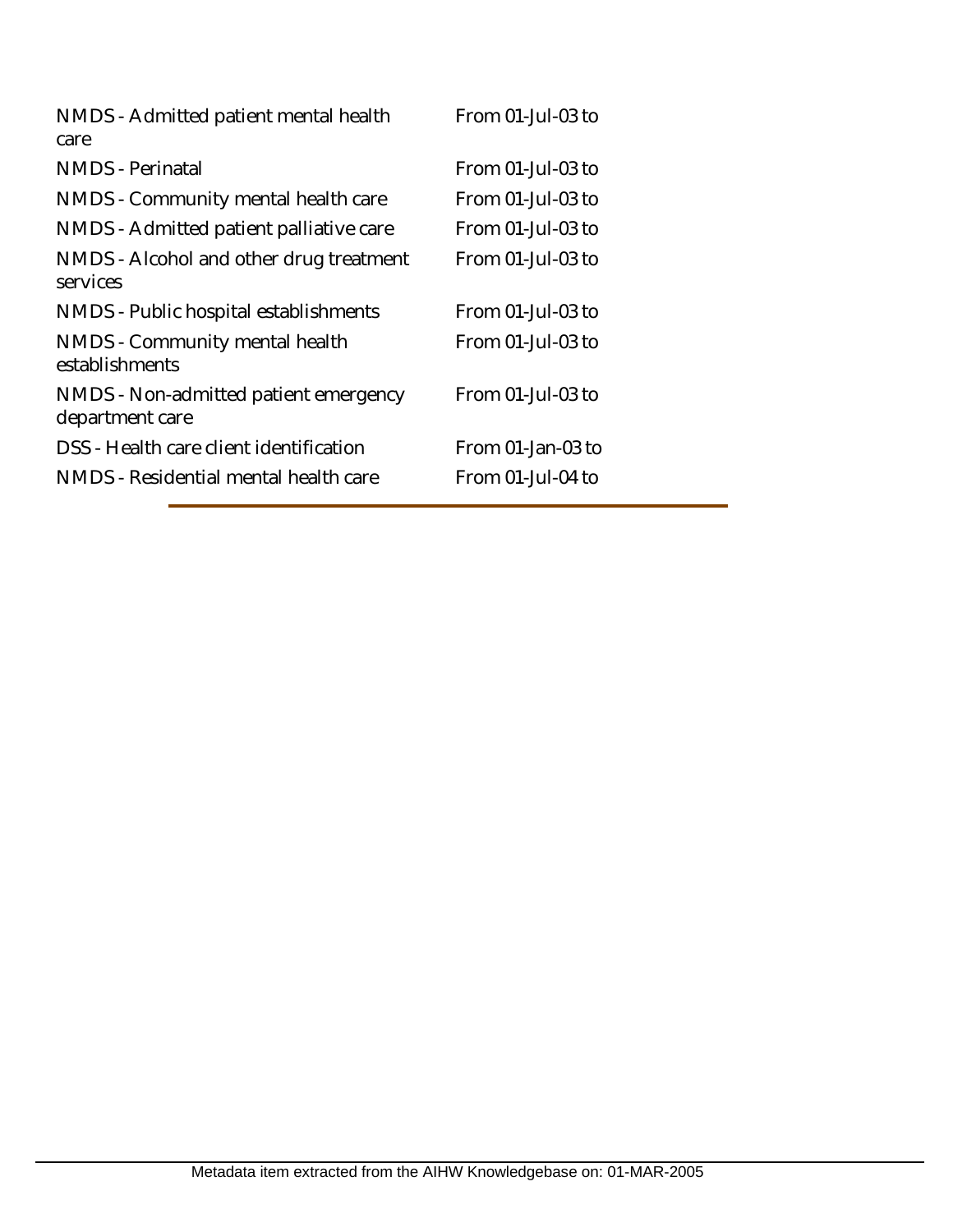| | |
|---|---|
| NMDS - Admitted patient mental health care | From 01-Jul-03 to |
| NMDS - Perinatal | From 01-Jul-03 to |
| NMDS - Community mental health care | From 01-Jul-03 to |
| NMDS - Admitted patient palliative care | From 01-Jul-03 to |
| NMDS - Alcohol and other drug treatment services | From 01-Jul-03 to |
| NMDS - Public hospital establishments | From 01-Jul-03 to |
| NMDS - Community mental health establishments | From 01-Jul-03 to |
| NMDS - Non-admitted patient emergency department care | From 01-Jul-03 to |
| DSS - Health care client identification | From 01-Jan-03 to |
| NMDS - Residential mental health care | From 01-Jul-04 to |